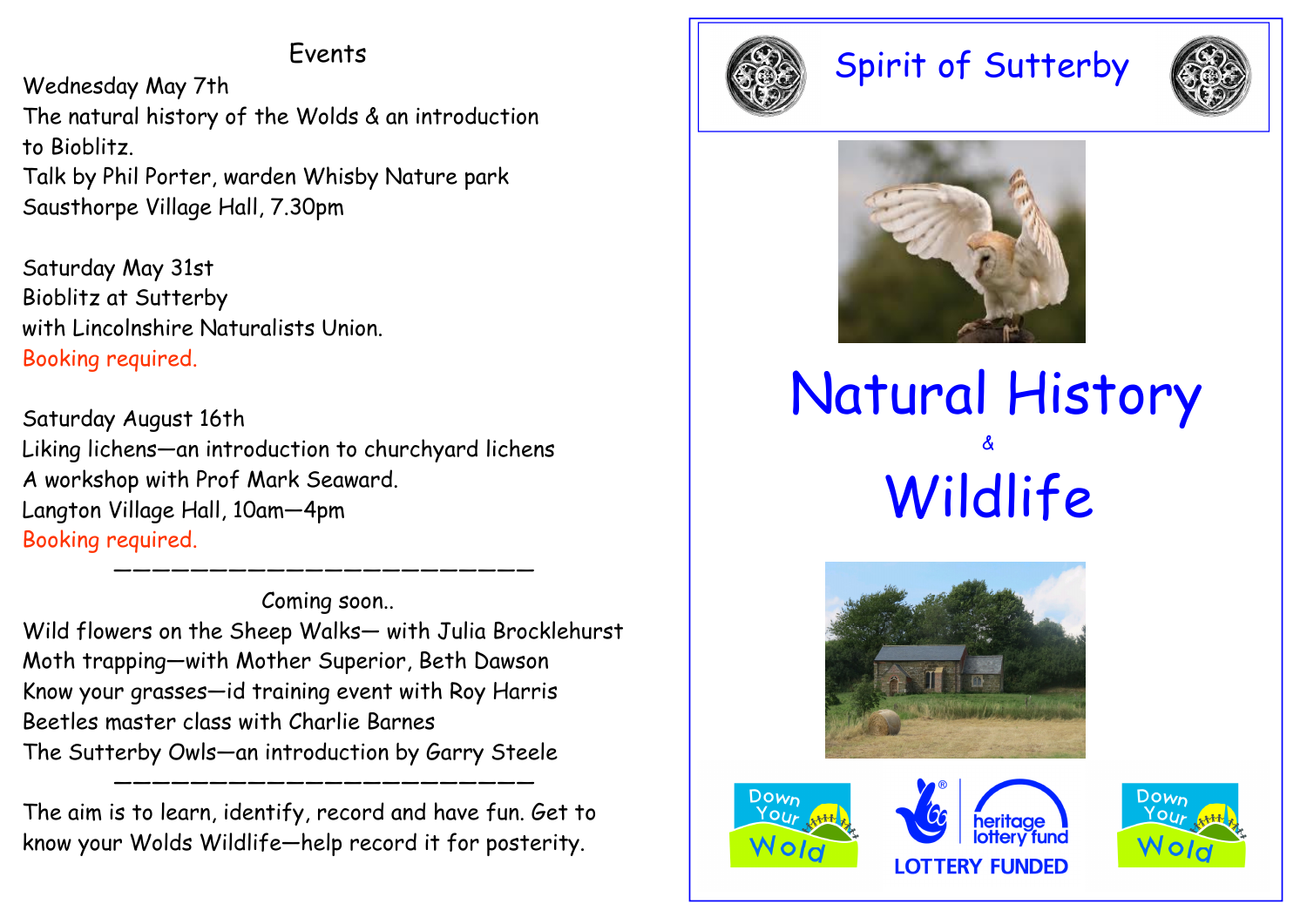## Events

Wednesday May 7th
The natural history of the Wolds & an introduction to Bioblitz.
Talk by Phil Porter, warden Whisby Nature park
Sausthorpe Village Hall, 7.30pm

Saturday May 31st
Bioblitz at Sutterby
with Lincolnshire Naturalists Union.
Booking required.

Saturday August 16th
Liking lichens—an introduction to churchyard lichens
A workshop with Prof Mark Seaward.
Langton Village Hall, 10am—4pm
Booking required.

---

Coming soon..

Wild flowers on the Sheep Walks— with Julia Brocklehurst
Moth trapping—with Mother Superior, Beth Dawson
Know your grasses—id training event with Roy Harris
Beetles master class with Charlie Barnes
The Sutterby Owls—an introduction by Garry Steele

---

The aim is to learn, identify, record and have fun. Get to know your Wolds Wildlife—help record it for posterity.

# Spirit of Sutterby

# Natural History & Wildlife

Down Your Wold

heritage lottery fund
LOTTERY FUNDED

Down Your Wold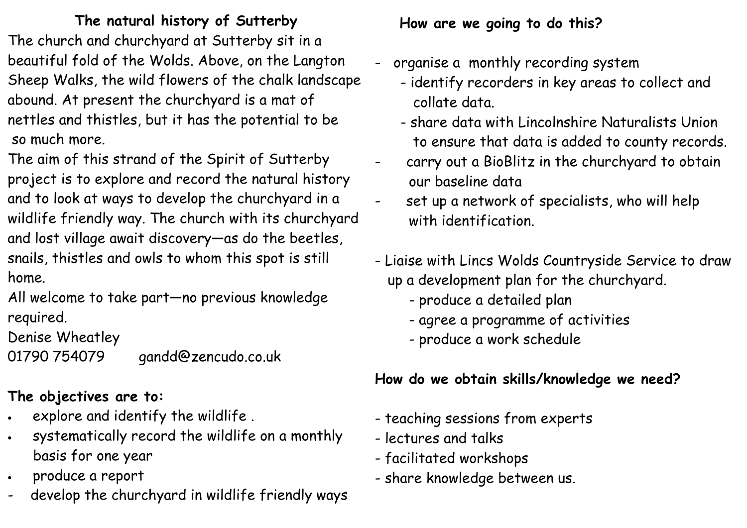## The natural history of Sutterby

The church and churchyard at Sutterby sit in a beautiful fold of the Wolds. Above, on the Langton Sheep Walks, the wild flowers of the chalk landscape abound. At present the churchyard is a mat of nettles and thistles, but it has the potential to be so much more.

The aim of this strand of the Spirit of Sutterby project is to explore and record the natural history and to look at ways to develop the churchyard in a wildlife friendly way. The church with its churchyard and lost village await discovery—as do the beetles, snails, thistles and owls to whom this spot is still home.

All welcome to take part—no previous knowledge required.

Denise Wheatley
01790 754079  gandd@zencudo.co.uk

**The objectives are to:**

- explore and identify the wildlife .
- systematically record the wildlife on a monthly basis for one year
- produce a report
- develop the churchyard in wildlife friendly ways

**How are we going to do this?**

- organise a monthly recording system
  - identify recorders in key areas to collect and collate data.
  - share data with Lincolnshire Naturalists Union to ensure that data is added to county records.
- carry out a BioBlitz in the churchyard to obtain our baseline data
- set up a network of specialists, who will help with identification.

- Liaise with Lincs Wolds Countryside Service to draw up a development plan for the churchyard.
  - produce a detailed plan
  - agree a programme of activities
  - produce a work schedule

**How do we obtain skills/knowledge we need?**

- teaching sessions from experts
- lectures and talks
- facilitated workshops
- share knowledge between us.